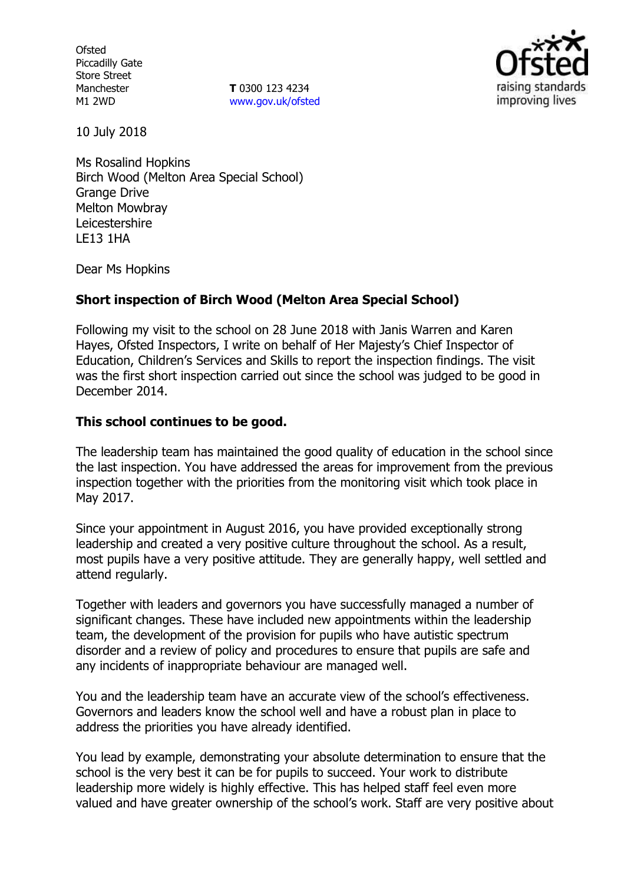Ofsted
Piccadilly Gate
Store Street
Manchester
M1 2WD

**T** 0300 123 4234
www.gov.uk/ofsted

10 July 2018

Ms Rosalind Hopkins
Birch Wood (Melton Area Special School)
Grange Drive
Melton Mowbray
Leicestershire
LE13 1HA

Dear Ms Hopkins

**Short inspection of Birch Wood (Melton Area Special School)**

Following my visit to the school on 28 June 2018 with Janis Warren and Karen Hayes, Ofsted Inspectors, I write on behalf of Her Majesty's Chief Inspector of Education, Children's Services and Skills to report the inspection findings. The visit was the first short inspection carried out since the school was judged to be good in December 2014.

**This school continues to be good.**

The leadership team has maintained the good quality of education in the school since the last inspection. You have addressed the areas for improvement from the previous inspection together with the priorities from the monitoring visit which took place in May 2017.

Since your appointment in August 2016, you have provided exceptionally strong leadership and created a very positive culture throughout the school. As a result, most pupils have a very positive attitude. They are generally happy, well settled and attend regularly.

Together with leaders and governors you have successfully managed a number of significant changes. These have included new appointments within the leadership team, the development of the provision for pupils who have autistic spectrum disorder and a review of policy and procedures to ensure that pupils are safe and any incidents of inappropriate behaviour are managed well.

You and the leadership team have an accurate view of the school's effectiveness. Governors and leaders know the school well and have a robust plan in place to address the priorities you have already identified.

You lead by example, demonstrating your absolute determination to ensure that the school is the very best it can be for pupils to succeed. Your work to distribute leadership more widely is highly effective. This has helped staff feel even more valued and have greater ownership of the school's work. Staff are very positive about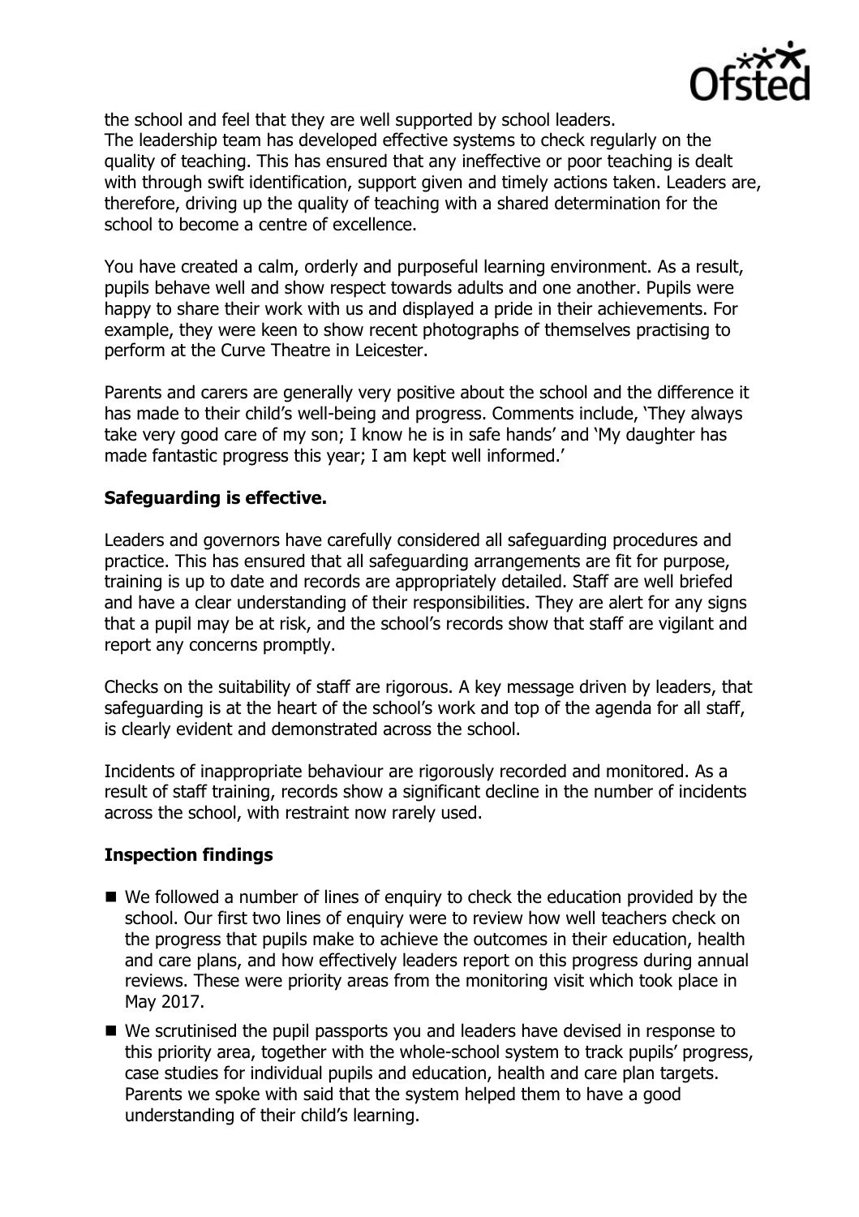the school and feel that they are well supported by school leaders.
The leadership team has developed effective systems to check regularly on the quality of teaching. This has ensured that any ineffective or poor teaching is dealt with through swift identification, support given and timely actions taken. Leaders are, therefore, driving up the quality of teaching with a shared determination for the school to become a centre of excellence.

You have created a calm, orderly and purposeful learning environment. As a result, pupils behave well and show respect towards adults and one another. Pupils were happy to share their work with us and displayed a pride in their achievements. For example, they were keen to show recent photographs of themselves practising to perform at the Curve Theatre in Leicester.

Parents and carers are generally very positive about the school and the difference it has made to their child's well-being and progress. Comments include, 'They always take very good care of my son; I know he is in safe hands' and 'My daughter has made fantastic progress this year; I am kept well informed.'

**Safeguarding is effective.**

Leaders and governors have carefully considered all safeguarding procedures and practice. This has ensured that all safeguarding arrangements are fit for purpose, training is up to date and records are appropriately detailed. Staff are well briefed and have a clear understanding of their responsibilities. They are alert for any signs that a pupil may be at risk, and the school's records show that staff are vigilant and report any concerns promptly.

Checks on the suitability of staff are rigorous. A key message driven by leaders, that safeguarding is at the heart of the school's work and top of the agenda for all staff, is clearly evident and demonstrated across the school.

Incidents of inappropriate behaviour are rigorously recorded and monitored. As a result of staff training, records show a significant decline in the number of incidents across the school, with restraint now rarely used.

**Inspection findings**

- We followed a number of lines of enquiry to check the education provided by the school. Our first two lines of enquiry were to review how well teachers check on the progress that pupils make to achieve the outcomes in their education, health and care plans, and how effectively leaders report on this progress during annual reviews. These were priority areas from the monitoring visit which took place in May 2017.
- We scrutinised the pupil passports you and leaders have devised in response to this priority area, together with the whole-school system to track pupils' progress, case studies for individual pupils and education, health and care plan targets. Parents we spoke with said that the system helped them to have a good understanding of their child's learning.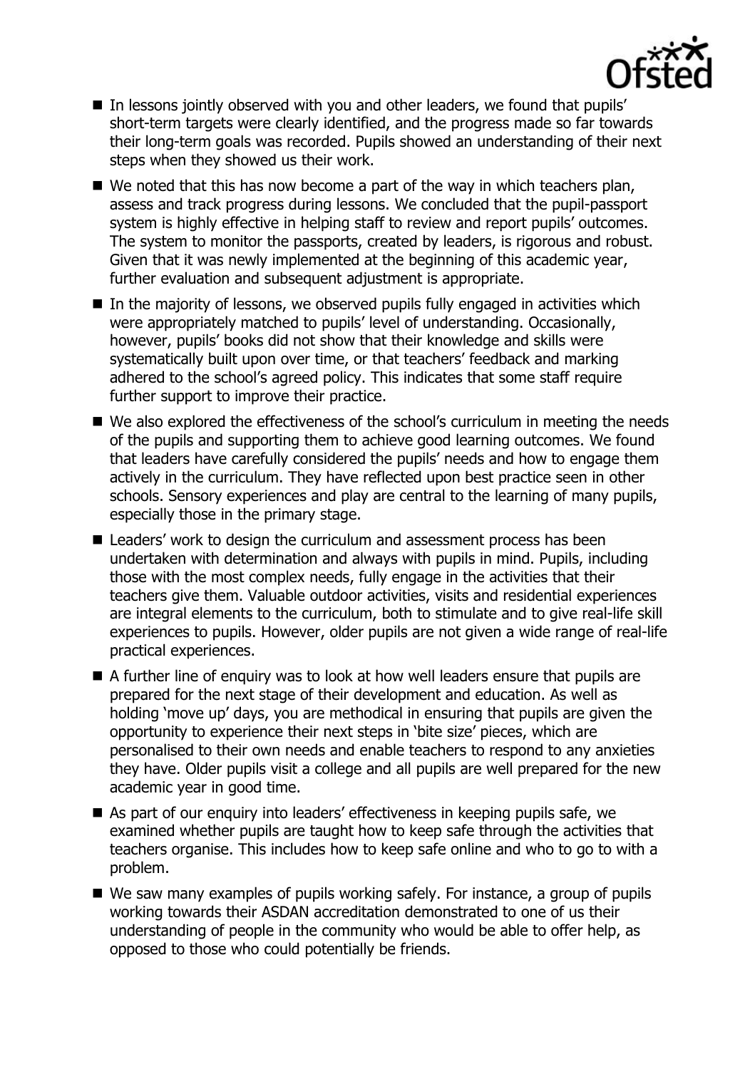- In lessons jointly observed with you and other leaders, we found that pupils' short-term targets were clearly identified, and the progress made so far towards their long-term goals was recorded. Pupils showed an understanding of their next steps when they showed us their work.

- We noted that this has now become a part of the way in which teachers plan, assess and track progress during lessons. We concluded that the pupil-passport system is highly effective in helping staff to review and report pupils' outcomes. The system to monitor the passports, created by leaders, is rigorous and robust. Given that it was newly implemented at the beginning of this academic year, further evaluation and subsequent adjustment is appropriate.

- In the majority of lessons, we observed pupils fully engaged in activities which were appropriately matched to pupils' level of understanding. Occasionally, however, pupils' books did not show that their knowledge and skills were systematically built upon over time, or that teachers' feedback and marking adhered to the school's agreed policy. This indicates that some staff require further support to improve their practice.

- We also explored the effectiveness of the school's curriculum in meeting the needs of the pupils and supporting them to achieve good learning outcomes. We found that leaders have carefully considered the pupils' needs and how to engage them actively in the curriculum. They have reflected upon best practice seen in other schools. Sensory experiences and play are central to the learning of many pupils, especially those in the primary stage.

- Leaders' work to design the curriculum and assessment process has been undertaken with determination and always with pupils in mind. Pupils, including those with the most complex needs, fully engage in the activities that their teachers give them. Valuable outdoor activities, visits and residential experiences are integral elements to the curriculum, both to stimulate and to give real-life skill experiences to pupils. However, older pupils are not given a wide range of real-life practical experiences.

- A further line of enquiry was to look at how well leaders ensure that pupils are prepared for the next stage of their development and education. As well as holding 'move up' days, you are methodical in ensuring that pupils are given the opportunity to experience their next steps in 'bite size' pieces, which are personalised to their own needs and enable teachers to respond to any anxieties they have. Older pupils visit a college and all pupils are well prepared for the new academic year in good time.

- As part of our enquiry into leaders' effectiveness in keeping pupils safe, we examined whether pupils are taught how to keep safe through the activities that teachers organise. This includes how to keep safe online and who to go to with a problem.

- We saw many examples of pupils working safely. For instance, a group of pupils working towards their ASDAN accreditation demonstrated to one of us their understanding of people in the community who would be able to offer help, as opposed to those who could potentially be friends.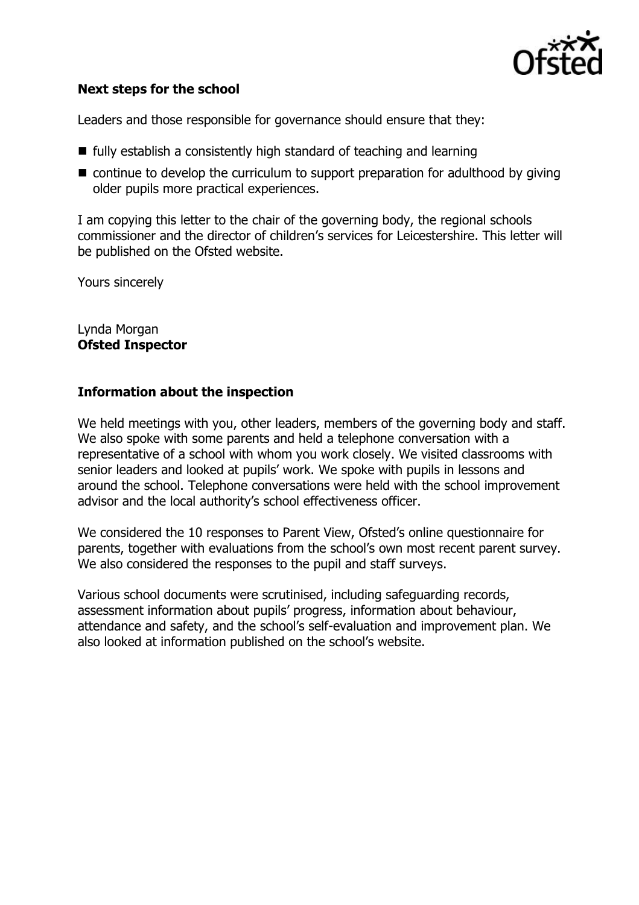**Next steps for the school**

Leaders and those responsible for governance should ensure that they:

- fully establish a consistently high standard of teaching and learning
- continue to develop the curriculum to support preparation for adulthood by giving older pupils more practical experiences.

I am copying this letter to the chair of the governing body, the regional schools commissioner and the director of children's services for Leicestershire. This letter will be published on the Ofsted website.

Yours sincerely

Lynda Morgan
**Ofsted Inspector**

## Information about the inspection

We held meetings with you, other leaders, members of the governing body and staff. We also spoke with some parents and held a telephone conversation with a representative of a school with whom you work closely. We visited classrooms with senior leaders and looked at pupils' work. We spoke with pupils in lessons and around the school. Telephone conversations were held with the school improvement advisor and the local authority's school effectiveness officer.

We considered the 10 responses to Parent View, Ofsted's online questionnaire for parents, together with evaluations from the school's own most recent parent survey. We also considered the responses to the pupil and staff surveys.

Various school documents were scrutinised, including safeguarding records, assessment information about pupils' progress, information about behaviour, attendance and safety, and the school's self-evaluation and improvement plan. We also looked at information published on the school's website.